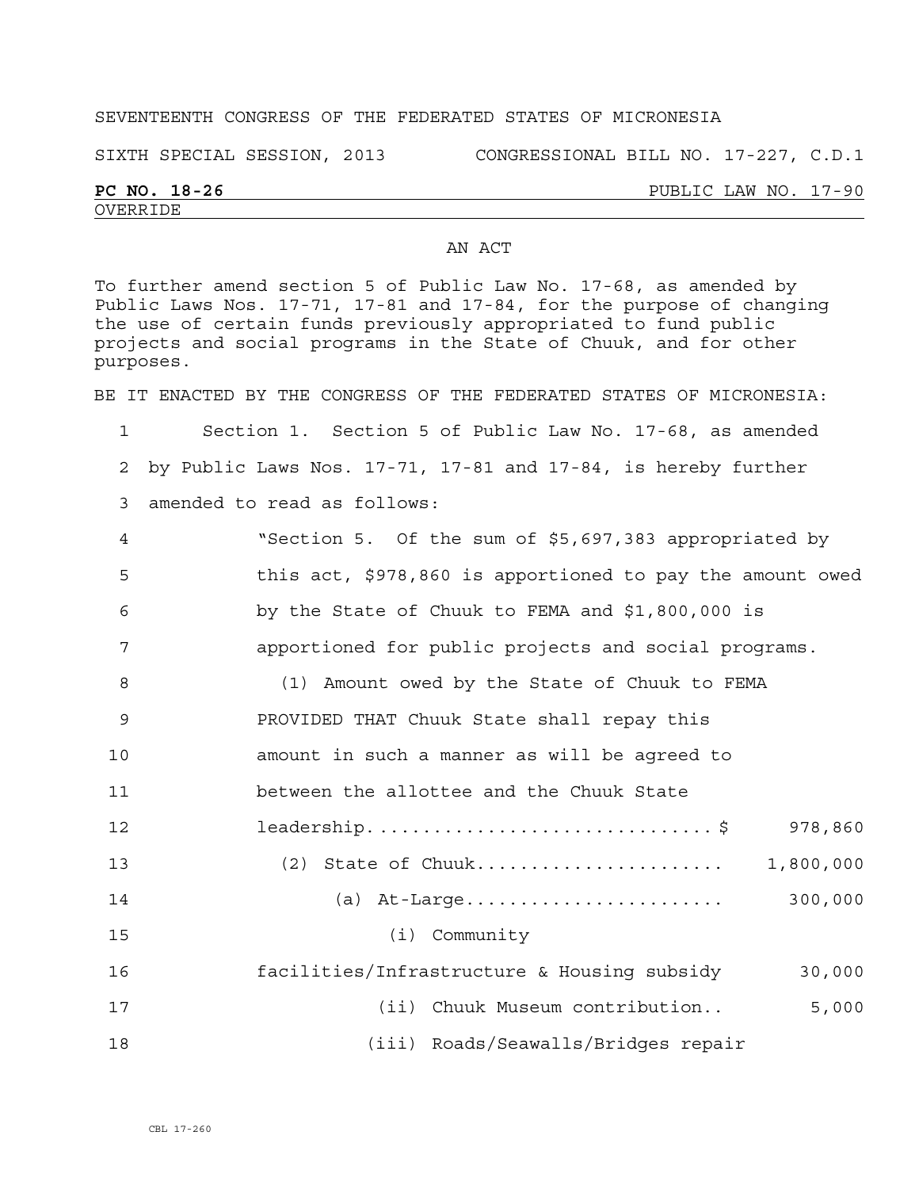SEVENTEENTH CONGRESS OF THE FEDERATED STATES OF MICRONESIA

SIXTH SPECIAL SESSION, 2013 CONGRESSIONAL BILL NO. 17-227, C.D.1

**PC NO. 18-26** PUBLIC LAW NO. 17-90

OVERRIDE

AN ACT

To further amend section 5 of Public Law No. 17-68, as amended by Public Laws Nos. 17-71, 17-81 and 17-84, for the purpose of changing the use of certain funds previously appropriated to fund public projects and social programs in the State of Chuuk, and for other purposes.

BE IT ENACTED BY THE CONGRESS OF THE FEDERATED STATES OF MICRONESIA:

1 Section 1. Section 5 of Public Law No. 17-68, as amended
2 by Public Laws Nos. 17-71, 17-81 and 17-84, is hereby further
3 amended to read as follows:

4 "Section 5. Of the sum of $5,697,383 appropriated by
5 this act, $978,860 is apportioned to pay the amount owed
6 by the State of Chuuk to FEMA and $1,800,000 is
7 apportioned for public projects and social programs.

8 (1) Amount owed by the State of Chuuk to FEMA
9 PROVIDED THAT Chuuk State shall repay this
10 amount in such a manner as will be agreed to
11 between the allottee and the Chuuk State
12 leadership.............................$ 978,860

13 (2) State of Chuuk...................... 1,800,000

14 (a) At-Large....................... 300,000

15 (i) Community
16 facilities/Infrastructure & Housing subsidy 30,000

17 (ii) Chuuk Museum contribution.. 5,000

18 (iii) Roads/Seawalls/Bridges repair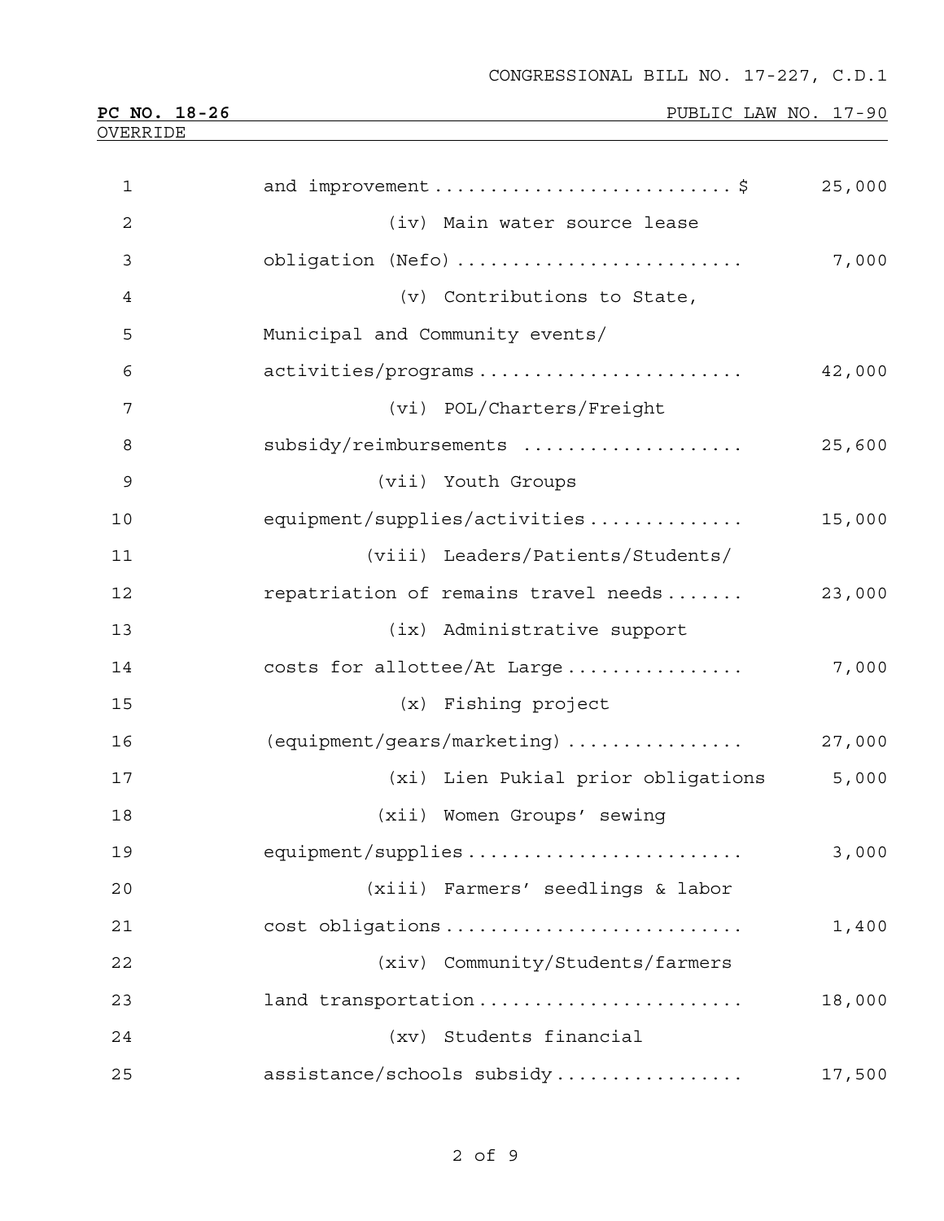and improvement .......................... $ 25,000

(iv) Main water source lease obligation (Nefo) .......................... 7,000

(v) Contributions to State, Municipal and Community events/ activities/programs ........................ 42,000

(vi) POL/Charters/Freight subsidy/reimbursements .................... 25,600

(vii) Youth Groups equipment/supplies/activities .............. 15,000

(viii) Leaders/Patients/Students/ repatriation of remains travel needs ....... 23,000

(ix) Administrative support costs for allottee/At Large ................ 7,000

(x) Fishing project (equipment/gears/marketing) ................ 27,000

(xi) Lien Pukial prior obligations 5,000

(xii) Women Groups' sewing equipment/supplies ......................... 3,000

(xiii) Farmers' seedlings & labor cost obligations .......................... 1,400

(xiv) Community/Students/farmers land transportation ........................ 18,000

(xv) Students financial assistance/schools subsidy ................. 17,500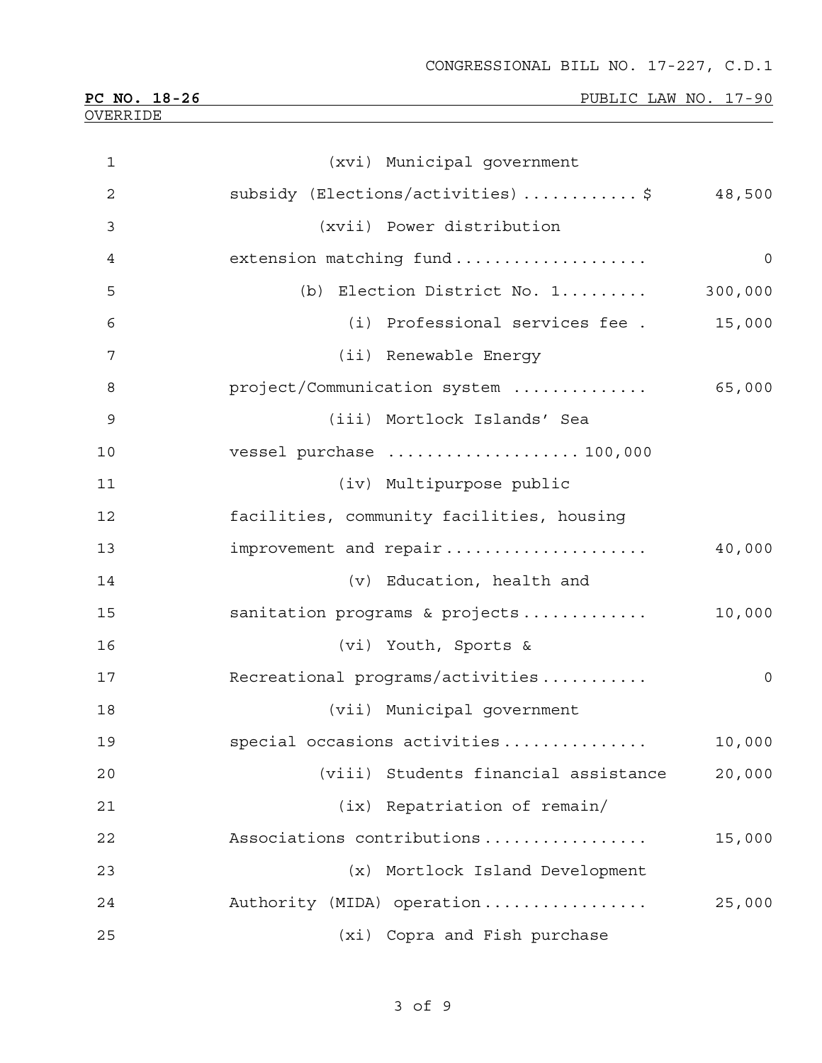CONGRESSIONAL BILL NO. 17-227, C.D.1

**PC NO. 18-26** PUBLIC LAW NO. 17-90

OVERRIDE

1 (xvi) Municipal government
2 subsidy (Elections/activities)............$ 48,500
3 (xvii) Power distribution
4 extension matching fund.................... 0
5 (b) Election District No. 1......... 300,000
6 (i) Professional services fee . 15,000
7 (ii) Renewable Energy
8 project/Communication system .............. 65,000
9 (iii) Mortlock Islands' Sea
10 vessel purchase .................... 100,000
11 (iv) Multipurpose public
12 facilities, community facilities, housing
13 improvement and repair..................... 40,000
14 (v) Education, health and
15 sanitation programs & projects............. 10,000
16 (vi) Youth, Sports &
17 Recreational programs/activities........... 0
18 (vii) Municipal government
19 special occasions activities............... 10,000
20 (viii) Students financial assistance 20,000
21 (ix) Repatriation of remain/
22 Associations contributions................. 15,000
23 (x) Mortlock Island Development
24 Authority (MIDA) operation................. 25,000
25 (xi) Copra and Fish purchase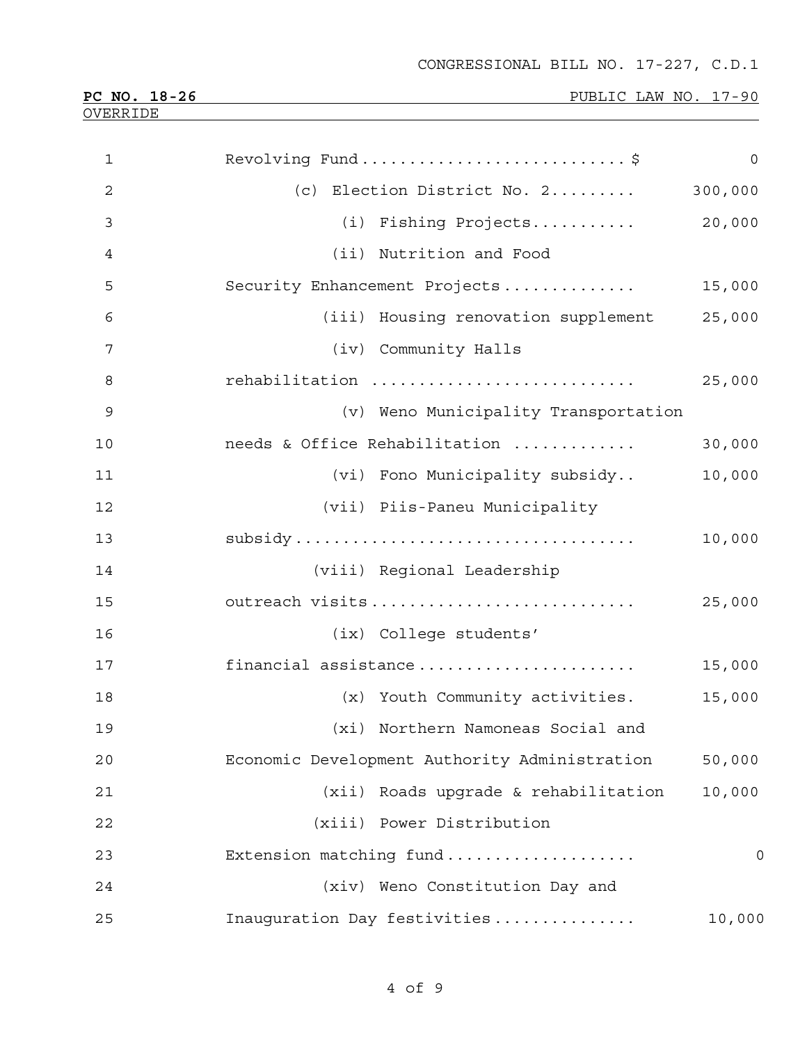Revolving Fund..........................$ 0

(c) Election District No. 2......... 300,000

(i) Fishing Projects........... 20,000

(ii) Nutrition and Food Security Enhancement Projects.............. 15,000

(iii) Housing renovation supplement 25,000

(iv) Community Halls rehabilitation .......................... 25,000

(v) Weno Municipality Transportation needs & Office Rehabilitation ............ 30,000

(vi) Fono Municipality subsidy.. 10,000

(vii) Piis-Paneu Municipality subsidy.................................. 10,000

(viii) Regional Leadership outreach visits........................... 25,000

(ix) College students' financial assistance...................... 15,000

(x) Youth Community activities. 15,000

(xi) Northern Namoneas Social and Economic Development Authority Administration 50,000

(xii) Roads upgrade & rehabilitation 10,000

(xiii) Power Distribution Extension matching fund................... 0

(xiv) Weno Constitution Day and Inauguration Day festivities.............. 10,000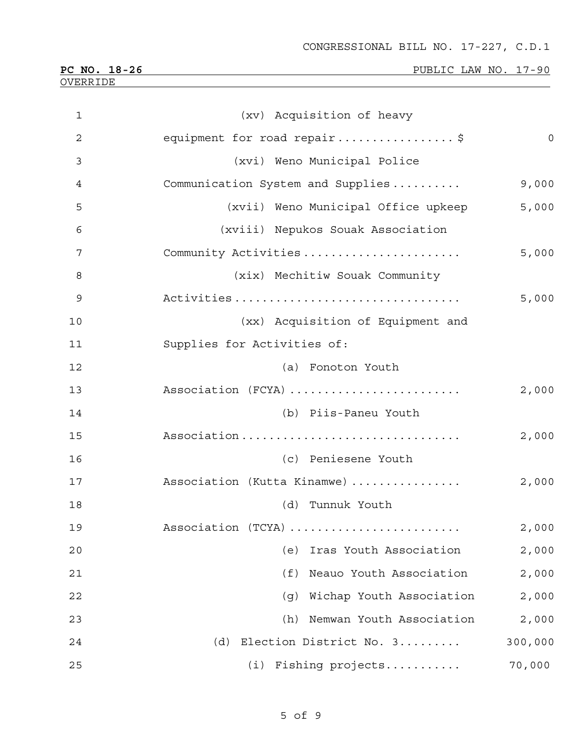(xv) Acquisition of heavy equipment for road repair................ $ 0

(xvi) Weno Municipal Police Communication System and Supplies.......... 9,000

(xvii) Weno Municipal Office upkeep 5,000

(xviii) Nepukos Souak Association Community Activities...................... 5,000

(xix) Mechitiw Souak Community Activities................................ 5,000

(xx) Acquisition of Equipment and Supplies for Activities of:

(a) Fonoton Youth Association (FCYA)........................ 2,000

(b) Piis-Paneu Youth Association............................... 2,000

(c) Peniesene Youth Association (Kutta Kinamwe)................ 2,000

(d) Tunnuk Youth Association (TCYA)........................ 2,000

(e) Iras Youth Association 2,000

(f) Neauo Youth Association 2,000

(g) Wichap Youth Association 2,000

(h) Nemwan Youth Association 2,000

(d) Election District No. 3......... 300,000

(i) Fishing projects........... 70,000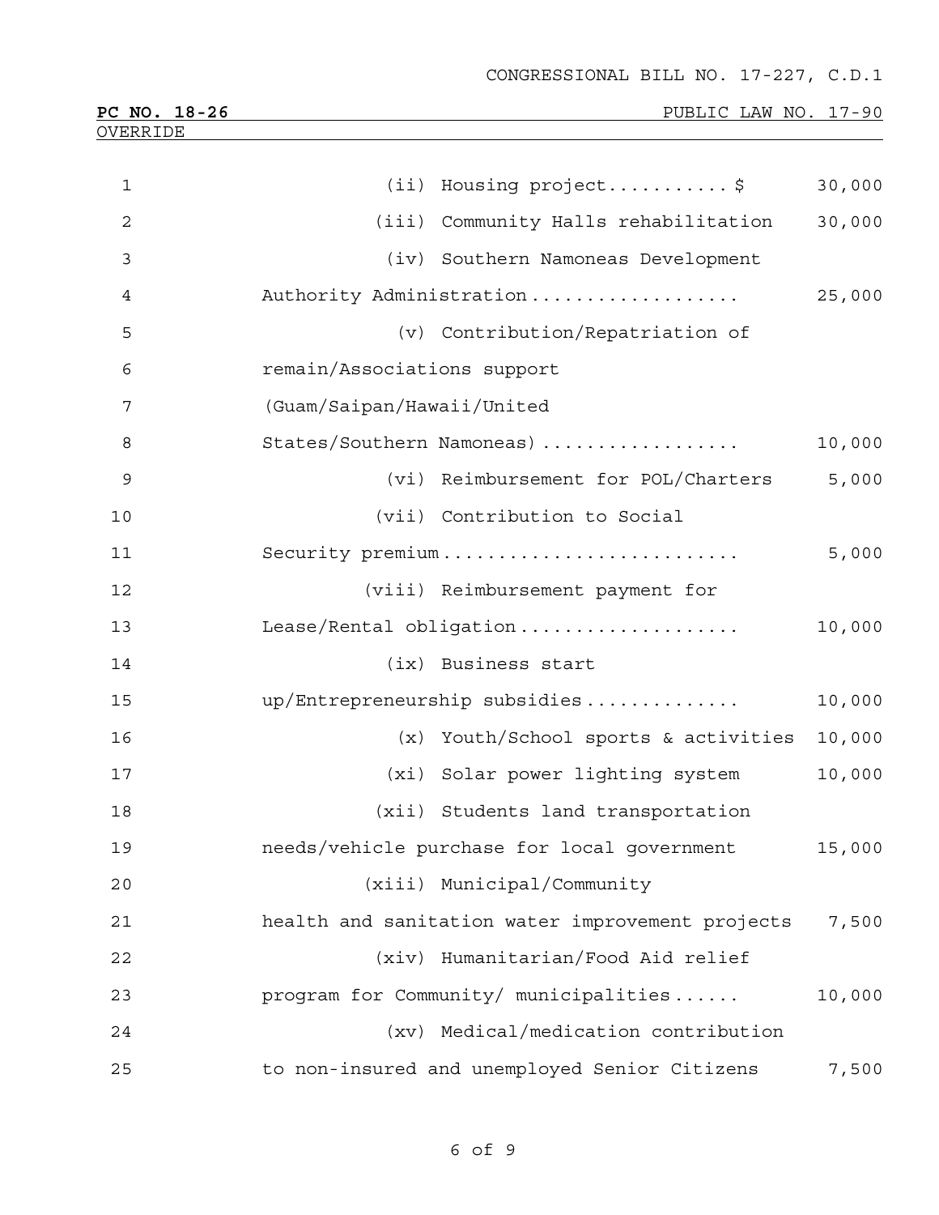| | |
|---|---|
| (ii) Housing project...........$ | 30,000 |
| (iii) Community Halls rehabilitation | 30,000 |
| (iv) Southern Namoneas Development Authority Administration.................. | 25,000 |
| (v) Contribution/Repatriation of remain/Associations support (Guam/Saipan/Hawaii/United States/Southern Namoneas)................. | 10,000 |
| (vi) Reimbursement for POL/Charters | 5,000 |
| (vii) Contribution to Social Security premium.......................... | 5,000 |
| (viii) Reimbursement payment for Lease/Rental obligation................... | 10,000 |
| (ix) Business start up/Entrepreneurship subsidies............. | 10,000 |
| (x) Youth/School sports & activities | 10,000 |
| (xi) Solar power lighting system | 10,000 |
| (xii) Students land transportation needs/vehicle purchase for local government | 15,000 |
| (xiii) Municipal/Community health and sanitation water improvement projects | 7,500 |
| (xiv) Humanitarian/Food Aid relief program for Community/ municipalities...... | 10,000 |
| (xv) Medical/medication contribution to non-insured and unemployed Senior Citizens | 7,500 |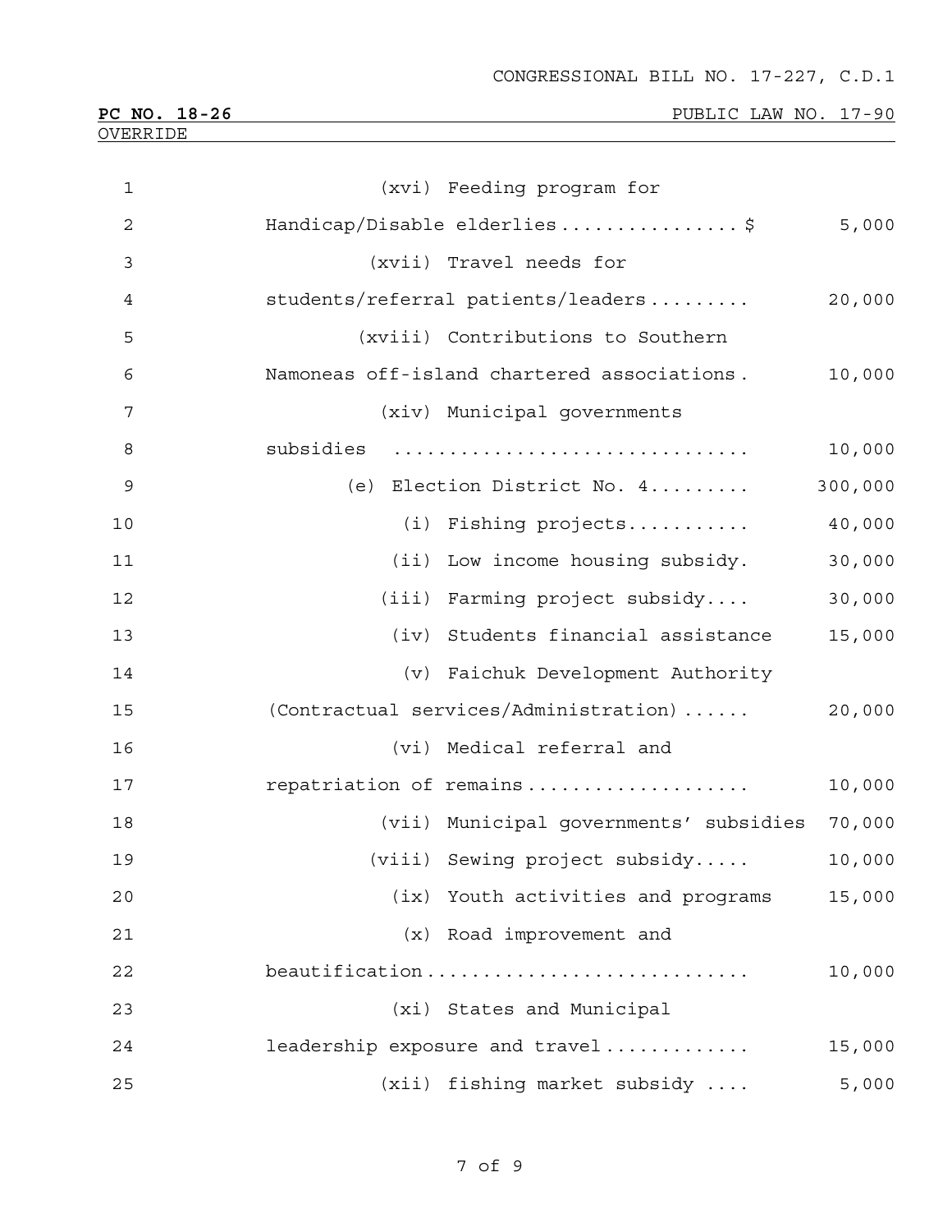CONGRESSIONAL BILL NO. 17-227, C.D.1

**PC NO. 18-26** PUBLIC LAW NO. 17-90

OVERRIDE

| | | |
|---|---|---|
| 1 | (xvi) Feeding program for | |
| 2 | Handicap/Disable elderlies................$ | 5,000 |
| 3 | (xvii) Travel needs for | |
| 4 | students/referral patients/leaders......... | 20,000 |
| 5 | (xviii) Contributions to Southern | |
| 6 | Namoneas off-island chartered associations. | 10,000 |
| 7 | (xiv) Municipal governments | |
| 8 | subsidies ............................... | 10,000 |
| 9 | (e) Election District No. 4......... | 300,000 |
| 10 | (i) Fishing projects........... | 40,000 |
| 11 | (ii) Low income housing subsidy. | 30,000 |
| 12 | (iii) Farming project subsidy.... | 30,000 |
| 13 | (iv) Students financial assistance | 15,000 |
| 14 | (v) Faichuk Development Authority | |
| 15 | (Contractual services/Administration)...... | 20,000 |
| 16 | (vi) Medical referral and | |
| 17 | repatriation of remains................... | 10,000 |
| 18 | (vii) Municipal governments' subsidies | 70,000 |
| 19 | (viii) Sewing project subsidy..... | 10,000 |
| 20 | (ix) Youth activities and programs | 15,000 |
| 21 | (x) Road improvement and | |
| 22 | beautification............................ | 10,000 |
| 23 | (xi) States and Municipal | |
| 24 | leadership exposure and travel............ | 15,000 |
| 25 | (xii) fishing market subsidy .... | 5,000 |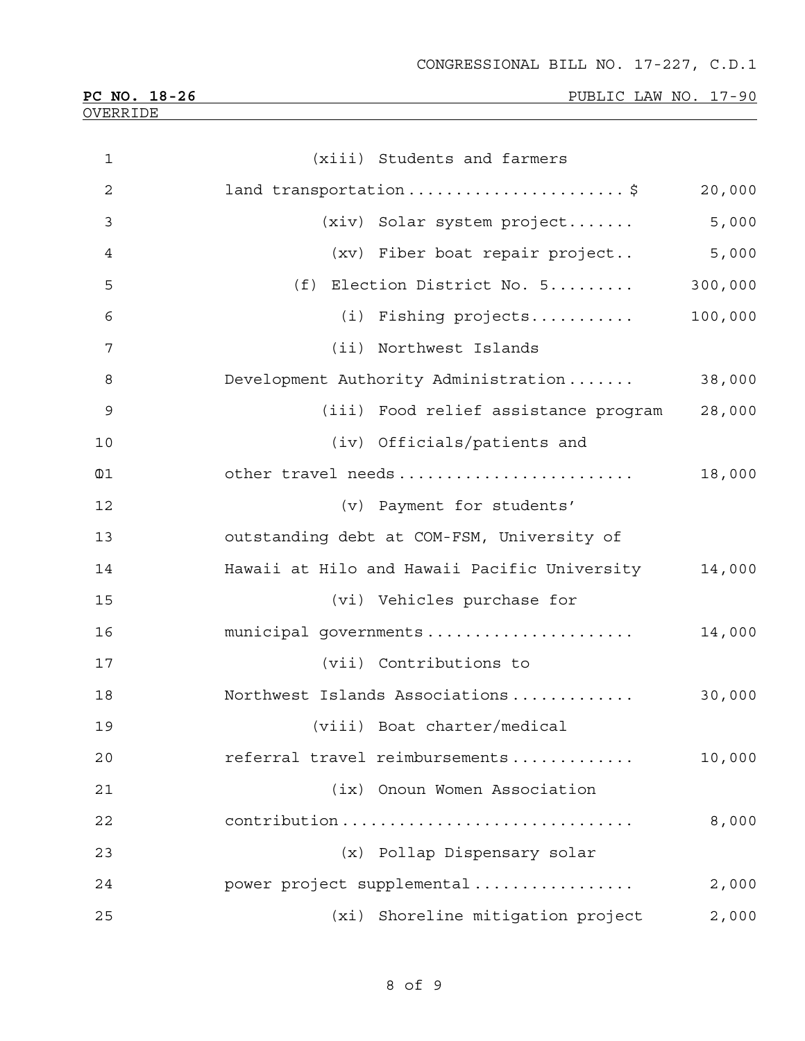CONGRESSIONAL BILL NO. 17-227, C.D.1

**PC NO. 18-26** PUBLIC LAW NO. 17-90

OVERRIDE

1 (xiii) Students and farmers
2 land transportation....................... $ 20,000
3 (xiv) Solar system project....... 5,000
4 (xv) Fiber boat repair project.. 5,000
5 (f) Election District No. 5......... 300,000
6 (i) Fishing projects........... 100,000
7 (ii) Northwest Islands
8 Development Authority Administration....... 38,000
9 (iii) Food relief assistance program 28,000
10 (iv) Officials/patients and
11 other travel needs......................... 18,000
12 (v) Payment for students'
13 outstanding debt at COM-FSM, University of
14 Hawaii at Hilo and Hawaii Pacific University 14,000
15 (vi) Vehicles purchase for
16 municipal governments..................... 14,000
17 (vii) Contributions to
18 Northwest Islands Associations............. 30,000
19 (viii) Boat charter/medical
20 referral travel reimbursements............. 10,000
21 (ix) Onoun Women Association
22 contribution.............................. 8,000
23 (x) Pollap Dispensary solar
24 power project supplemental................ 2,000
25 (xi) Shoreline mitigation project 2,000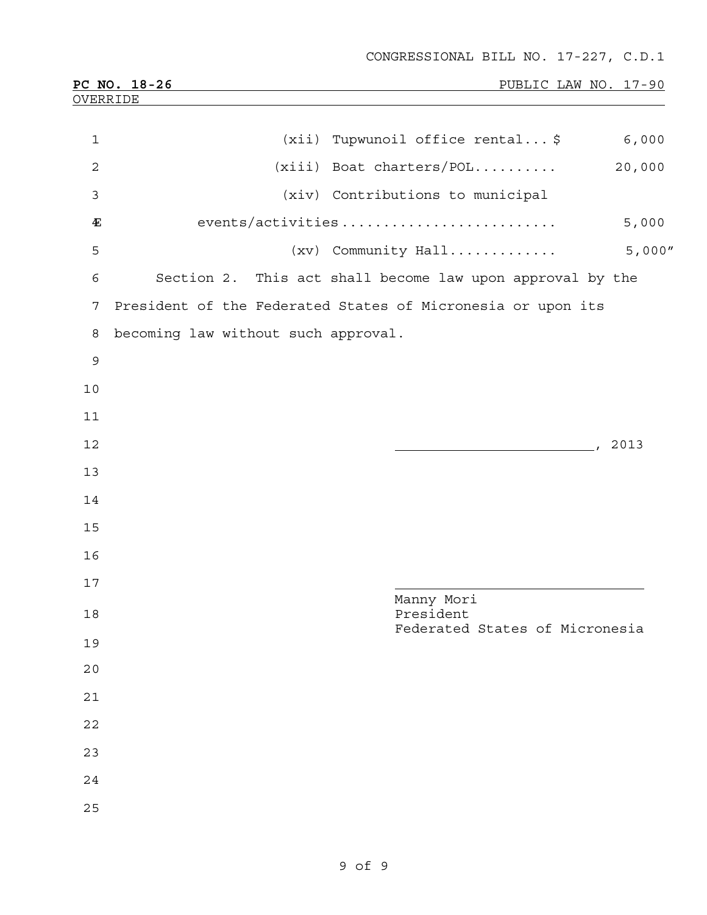(xii) Tupwunoil office rental... $ 6,000

(xiii) Boat charters/POL.......... 20,000

(xiv) Contributions to municipal events/activities.......................... 5,000

(xv) Community Hall............. 5,000"

Section 2. This act shall become law upon approval by the President of the Federated States of Micronesia or upon its becoming law without such approval.

________________________, 2013

________________________________

Manny Mori
President
Federated States of Micronesia